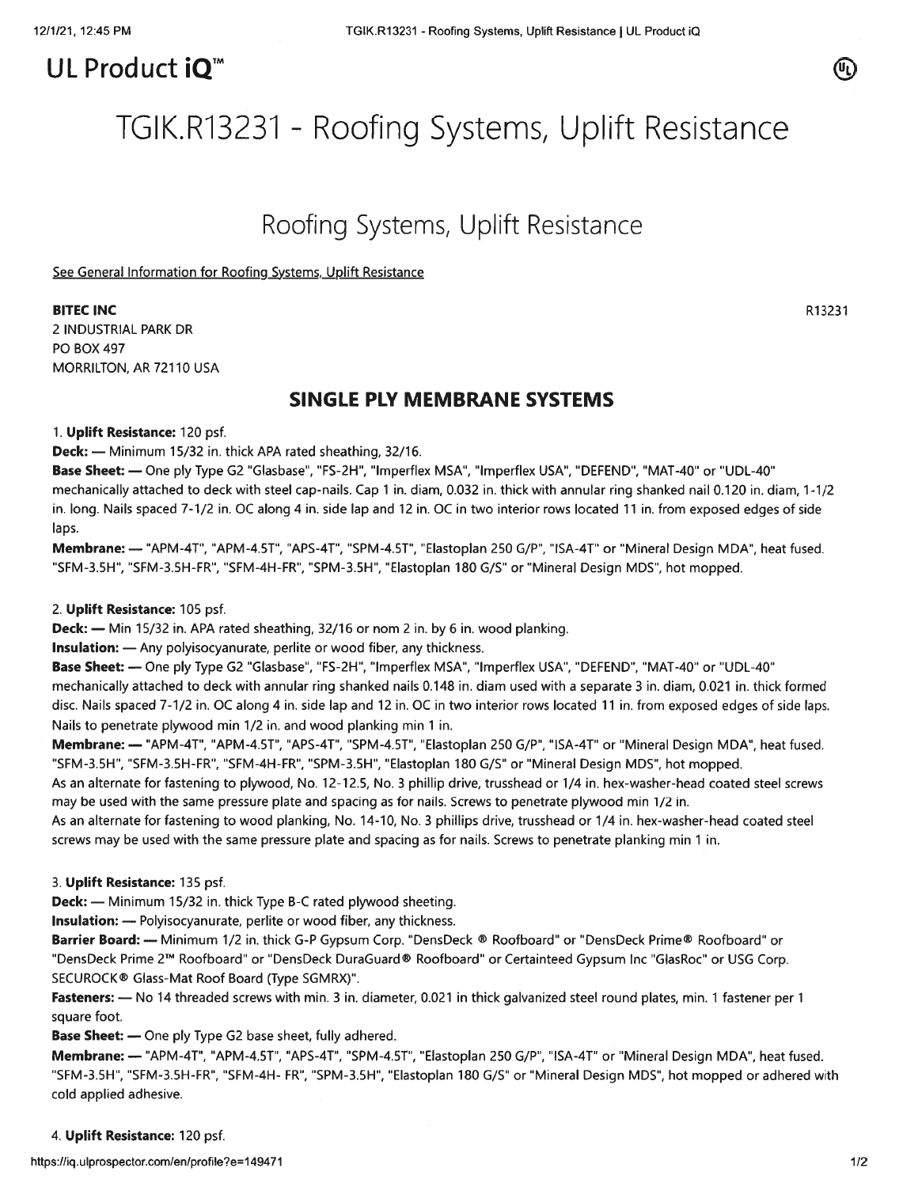# UL Product iQ™

# TGIK.R13231 - Roofing Systems, Uplift Resistance

## Roofing Systems, Uplift Resistance

See General Information for Roofing Systems, Uplift Resistance

**BITEC INC**
2 INDUSTRIAL PARK DR
PO BOX 497
MORRILTON, AR 72110 USA

R13231

### SINGLE PLY MEMBRANE SYSTEMS

1. **Uplift Resistance:** 120 psf.

**Deck:** — Minimum 15/32 in. thick APA rated sheathing, 32/16.

**Base Sheet:** — One ply Type G2 "Glasbase", "FS-2H", "Imperflex MSA", "Imperflex USA", "DEFEND", "MAT-40" or "UDL-40" mechanically attached to deck with steel cap-nails. Cap 1 in. diam, 0.032 in. thick with annular ring shanked nail 0.120 in. diam, 1-1/2 in. long. Nails spaced 7-1/2 in. OC along 4 in. side lap and 12 in. OC in two interior rows located 11 in. from exposed edges of side laps.

**Membrane:** — "APM-4T", "APM-4.5T", "APS-4T", "SPM-4.5T", "Elastoplan 250 G/P", "ISA-4T" or "Mineral Design MDA", heat fused. "SFM-3.5H", "SFM-3.5H-FR", "SFM-4H-FR", "SPM-3.5H", "Elastoplan 180 G/S" or "Mineral Design MDS", hot mopped.

2. **Uplift Resistance:** 105 psf.

**Deck:** — Min 15/32 in. APA rated sheathing, 32/16 or nom 2 in. by 6 in. wood planking.

**Insulation:** — Any polyisocyanurate, perlite or wood fiber, any thickness.

**Base Sheet:** — One ply Type G2 "Glasbase", "FS-2H", "Imperflex MSA", "Imperflex USA", "DEFEND", "MAT-40" or "UDL-40" mechanically attached to deck with annular ring shanked nails 0.148 in. diam used with a separate 3 in. diam, 0.021 in. thick formed disc. Nails spaced 7-1/2 in. OC along 4 in. side lap and 12 in. OC in two interior rows located 11 in. from exposed edges of side laps. Nails to penetrate plywood min 1/2 in. and wood planking min 1 in.

**Membrane:** — "APM-4T", "APM-4.5T", "APS-4T", "SPM-4.5T", "Elastoplan 250 G/P", "ISA-4T" or "Mineral Design MDA", heat fused. "SFM-3.5H", "SFM-3.5H-FR", "SFM-4H-FR", "SPM-3.5H", "Elastoplan 180 G/S" or "Mineral Design MDS", hot mopped.

As an alternate for fastening to plywood, No. 12-12.5, No. 3 phillip drive, trusshead or 1/4 in. hex-washer-head coated steel screws may be used with the same pressure plate and spacing as for nails. Screws to penetrate plywood min 1/2 in.

As an alternate for fastening to wood planking, No. 14-10, No. 3 phillips drive, trusshead or 1/4 in. hex-washer-head coated steel screws may be used with the same pressure plate and spacing as for nails. Screws to penetrate planking min 1 in.

3. **Uplift Resistance:** 135 psf.

**Deck:** — Minimum 15/32 in. thick Type B-C rated plywood sheeting.

**Insulation:** — Polyisocyanurate, perlite or wood fiber, any thickness.

**Barrier Board:** — Minimum 1/2 in. thick G-P Gypsum Corp. "DensDeck ® Roofboard" or "DensDeck Prime® Roofboard" or "DensDeck Prime 2™ Roofboard" or "DensDeck DuraGuard® Roofboard" or Certainteed Gypsum Inc "GlasRoc" or USG Corp. SECUROCK® Glass-Mat Roof Board (Type SGMRX)".

**Fasteners:** — No 14 threaded screws with min. 3 in. diameter, 0.021 in thick galvanized steel round plates, min. 1 fastener per 1 square foot.

**Base Sheet:** — One ply Type G2 base sheet, fully adhered.

**Membrane:** — "APM-4T", "APM-4.5T", "APS-4T", "SPM-4.5T", "Elastoplan 250 G/P", "ISA-4T" or "Mineral Design MDA", heat fused. "SFM-3.5H", "SFM-3.5H-FR", "SFM-4H- FR", "SPM-3.5H", "Elastoplan 180 G/S" or "Mineral Design MDS", hot mopped or adhered with cold applied adhesive.

4. **Uplift Resistance:** 120 psf.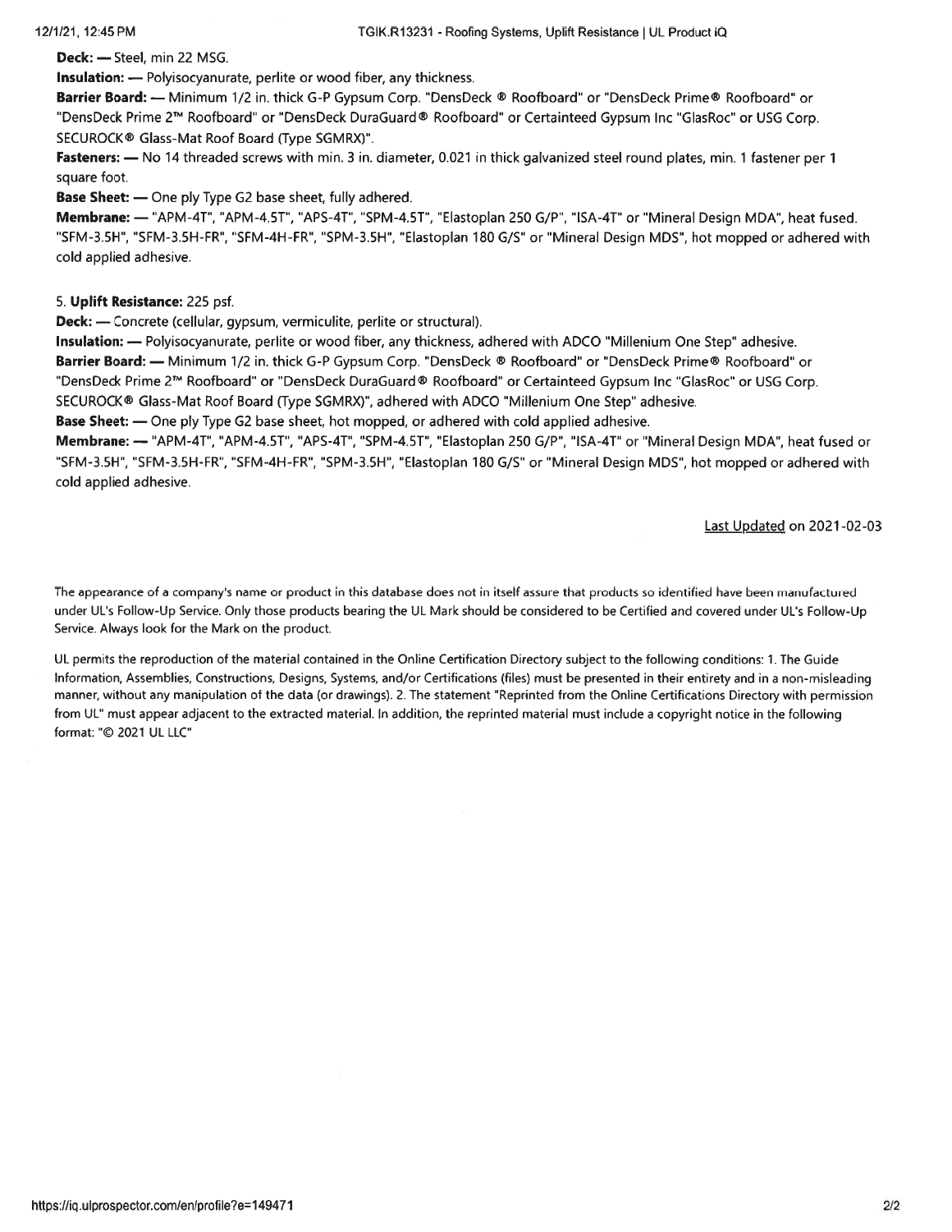**Deck:** — Steel, min 22 MSG.

**Insulation:** — Polyisocyanurate, perlite or wood fiber, any thickness.

**Barrier Board:** — Minimum 1/2 in. thick G-P Gypsum Corp. "DensDeck ® Roofboard" or "DensDeck Prime® Roofboard" or "DensDeck Prime 2™ Roofboard" or "DensDeck DuraGuard® Roofboard" or Certainteed Gypsum Inc "GlasRoc" or USG Corp. SECUROCK® Glass-Mat Roof Board (Type SGMRX)".

**Fasteners:** — No 14 threaded screws with min. 3 in. diameter, 0.021 in thick galvanized steel round plates, min. 1 fastener per 1 square foot.

**Base Sheet:** — One ply Type G2 base sheet, fully adhered.

**Membrane:** — "APM-4T", "APM-4.5T", "APS-4T", "SPM-4.5T", "Elastoplan 250 G/P", "ISA-4T" or "Mineral Design MDA", heat fused. "SFM-3.5H", "SFM-3.5H-FR", "SFM-4H-FR", "SPM-3.5H", "Elastoplan 180 G/S" or "Mineral Design MDS", hot mopped or adhered with cold applied adhesive.

5. **Uplift Resistance:** 225 psf.

**Deck:** — Concrete (cellular, gypsum, vermiculite, perlite or structural).

**Insulation:** — Polyisocyanurate, perlite or wood fiber, any thickness, adhered with ADCO "Millenium One Step" adhesive.

**Barrier Board:** — Minimum 1/2 in. thick G-P Gypsum Corp. "DensDeck ® Roofboard" or "DensDeck Prime® Roofboard" or "DensDeck Prime 2™ Roofboard" or "DensDeck DuraGuard® Roofboard" or Certainteed Gypsum Inc "GlasRoc" or USG Corp. SECUROCK® Glass-Mat Roof Board (Type SGMRX)", adhered with ADCO "Millenium One Step" adhesive.

**Base Sheet:** — One ply Type G2 base sheet, hot mopped, or adhered with cold applied adhesive.

**Membrane:** — "APM-4T", "APM-4.5T", "APS-4T", "SPM-4.5T", "Elastoplan 250 G/P", "ISA-4T" or "Mineral Design MDA", heat fused or "SFM-3.5H", "SFM-3.5H-FR", "SFM-4H-FR", "SPM-3.5H", "Elastoplan 180 G/S" or "Mineral Design MDS", hot mopped or adhered with cold applied adhesive.

Last Updated on 2021-02-03

The appearance of a company's name or product in this database does not in itself assure that products so identified have been manufactured under UL's Follow-Up Service. Only those products bearing the UL Mark should be considered to be Certified and covered under UL's Follow-Up Service. Always look for the Mark on the product.

UL permits the reproduction of the material contained in the Online Certification Directory subject to the following conditions: 1. The Guide Information, Assemblies, Constructions, Designs, Systems, and/or Certifications (files) must be presented in their entirety and in a non-misleading manner, without any manipulation of the data (or drawings). 2. The statement "Reprinted from the Online Certifications Directory with permission from UL" must appear adjacent to the extracted material. In addition, the reprinted material must include a copyright notice in the following format: "© 2021 UL LLC"